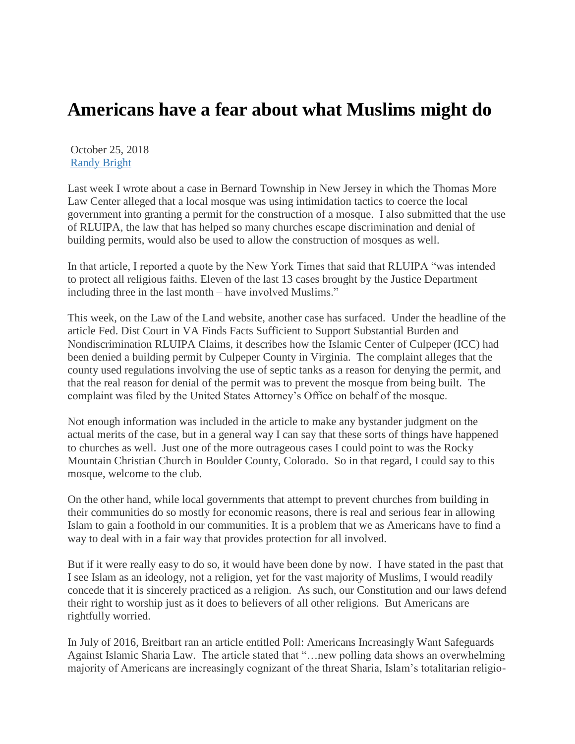# Americans have a fear about what Muslims might do

October 25, 2018
[Randy Bright]

Last week I wrote about a case in Bernard Township in New Jersey in which the Thomas More Law Center alleged that a local mosque was using intimidation tactics to coerce the local government into granting a permit for the construction of a mosque. I also submitted that the use of RLUIPA, the law that has helped so many churches escape discrimination and denial of building permits, would also be used to allow the construction of mosques as well.

In that article, I reported a quote by the New York Times that said that RLUIPA "was intended to protect all religious faiths. Eleven of the last 13 cases brought by the Justice Department – including three in the last month – have involved Muslims."

This week, on the Law of the Land website, another case has surfaced. Under the headline of the article Fed. Dist Court in VA Finds Facts Sufficient to Support Substantial Burden and Nondiscrimination RLUIPA Claims, it describes how the Islamic Center of Culpeper (ICC) had been denied a building permit by Culpeper County in Virginia. The complaint alleges that the county used regulations involving the use of septic tanks as a reason for denying the permit, and that the real reason for denial of the permit was to prevent the mosque from being built. The complaint was filed by the United States Attorney's Office on behalf of the mosque.

Not enough information was included in the article to make any bystander judgment on the actual merits of the case, but in a general way I can say that these sorts of things have happened to churches as well. Just one of the more outrageous cases I could point to was the Rocky Mountain Christian Church in Boulder County, Colorado. So in that regard, I could say to this mosque, welcome to the club.

On the other hand, while local governments that attempt to prevent churches from building in their communities do so mostly for economic reasons, there is real and serious fear in allowing Islam to gain a foothold in our communities. It is a problem that we as Americans have to find a way to deal with in a fair way that provides protection for all involved.

But if it were really easy to do so, it would have been done by now. I have stated in the past that I see Islam as an ideology, not a religion, yet for the vast majority of Muslims, I would readily concede that it is sincerely practiced as a religion. As such, our Constitution and our laws defend their right to worship just as it does to believers of all other religions. But Americans are rightfully worried.

In July of 2016, Breitbart ran an article entitled Poll: Americans Increasingly Want Safeguards Against Islamic Sharia Law. The article stated that "…new polling data shows an overwhelming majority of Americans are increasingly cognizant of the threat Sharia, Islam's totalitarian religio-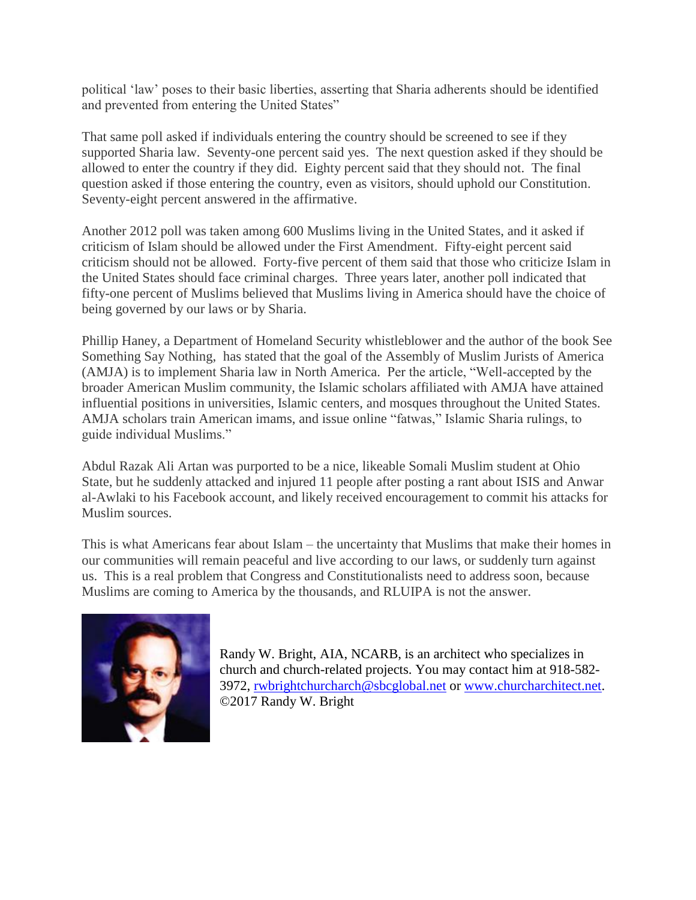political 'law' poses to their basic liberties, asserting that Sharia adherents should be identified and prevented from entering the United States"

That same poll asked if individuals entering the country should be screened to see if they supported Sharia law. Seventy-one percent said yes. The next question asked if they should be allowed to enter the country if they did. Eighty percent said that they should not. The final question asked if those entering the country, even as visitors, should uphold our Constitution. Seventy-eight percent answered in the affirmative.

Another 2012 poll was taken among 600 Muslims living in the United States, and it asked if criticism of Islam should be allowed under the First Amendment. Fifty-eight percent said criticism should not be allowed. Forty-five percent of them said that those who criticize Islam in the United States should face criminal charges. Three years later, another poll indicated that fifty-one percent of Muslims believed that Muslims living in America should have the choice of being governed by our laws or by Sharia.

Phillip Haney, a Department of Homeland Security whistleblower and the author of the book See Something Say Nothing, has stated that the goal of the Assembly of Muslim Jurists of America (AMJA) is to implement Sharia law in North America. Per the article, "Well-accepted by the broader American Muslim community, the Islamic scholars affiliated with AMJA have attained influential positions in universities, Islamic centers, and mosques throughout the United States. AMJA scholars train American imams, and issue online "fatwas," Islamic Sharia rulings, to guide individual Muslims."

Abdul Razak Ali Artan was purported to be a nice, likeable Somali Muslim student at Ohio State, but he suddenly attacked and injured 11 people after posting a rant about ISIS and Anwar al-Awlaki to his Facebook account, and likely received encouragement to commit his attacks for Muslim sources.

This is what Americans fear about Islam – the uncertainty that Muslims that make their homes in our communities will remain peaceful and live according to our laws, or suddenly turn against us. This is a real problem that Congress and Constitutionalists need to address soon, because Muslims are coming to America by the thousands, and RLUIPA is not the answer.

Randy W. Bright, AIA, NCARB, is an architect who specializes in church and church-related projects. You may contact him at 918-582-3972, rwbrightchurcharch@sbcglobal.net or www.churcharchitect.net. ©2017 Randy W. Bright